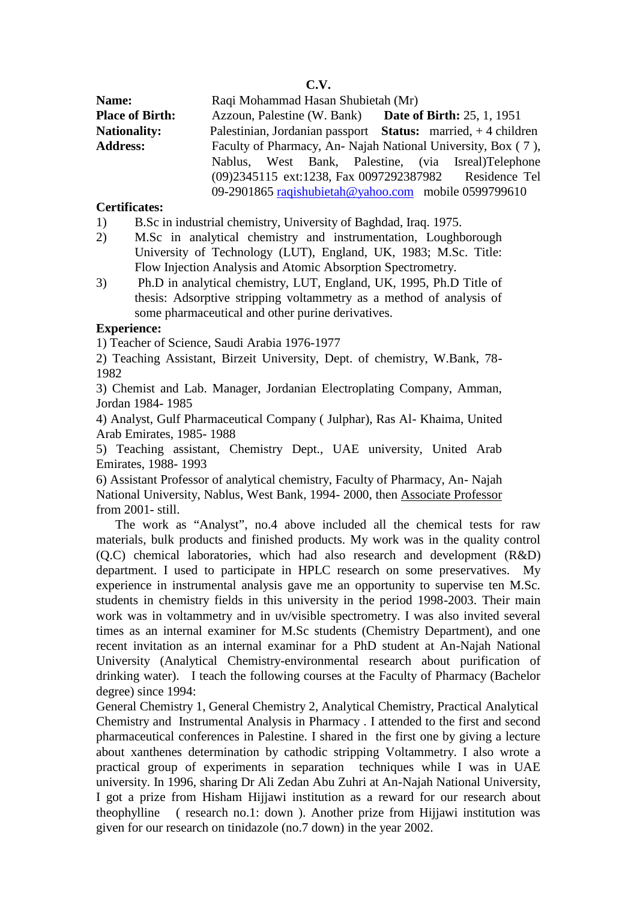# C.V.

**Name:** Raqi Mohammad Hasan Shubietah (Mr)

**Place of Birth:** Azzoun, Palestine (W. Bank) **Date of Birth:** 25, 1, 1951

**Nationality:** Palestinian, Jordanian passport **Status:** married, + 4 children

**Address:** Faculty of Pharmacy, An- Najah National University, Box ( 7 ), Nablus, West Bank, Palestine, (via Isreal)Telephone (09)2345115 ext:1238, Fax 0097292387982 Residence Tel 09-2901865 raqishubietah@yahoo.com mobile 0599799610

**Certificates:**

1) B.Sc in industrial chemistry, University of Baghdad, Iraq. 1975.
2) M.Sc in analytical chemistry and instrumentation, Loughborough University of Technology (LUT), England, UK, 1983; M.Sc. Title: Flow Injection Analysis and Atomic Absorption Spectrometry.
3) Ph.D in analytical chemistry, LUT, England, UK, 1995, Ph.D Title of thesis: Adsorptive stripping voltammetry as a method of analysis of some pharmaceutical and other purine derivatives.

**Experience:**

1) Teacher of Science, Saudi Arabia 1976-1977

2) Teaching Assistant, Birzeit University, Dept. of chemistry, W.Bank, 78-1982

3) Chemist and Lab. Manager, Jordanian Electroplating Company, Amman, Jordan 1984- 1985

4) Analyst, Gulf Pharmaceutical Company ( Julphar), Ras Al- Khaima, United Arab Emirates, 1985- 1988

5) Teaching assistant, Chemistry Dept., UAE university, United Arab Emirates, 1988- 1993

6) Assistant Professor of analytical chemistry, Faculty of Pharmacy, An- Najah National University, Nablus, West Bank, 1994- 2000, then Associate Professor from 2001- still.

The work as "Analyst", no.4 above included all the chemical tests for raw materials, bulk products and finished products. My work was in the quality control (Q.C) chemical laboratories, which had also research and development (R&D) department. I used to participate in HPLC research on some preservatives. My experience in instrumental analysis gave me an opportunity to supervise ten M.Sc. students in chemistry fields in this university in the period 1998-2003. Their main work was in voltammetry and in uv/visible spectrometry. I was also invited several times as an internal examiner for M.Sc students (Chemistry Department), and one recent invitation as an internal examinar for a PhD student at An-Najah National University (Analytical Chemistry-environmental research about purification of drinking water). I teach the following courses at the Faculty of Pharmacy (Bachelor degree) since 1994:

General Chemistry 1, General Chemistry 2, Analytical Chemistry, Practical Analytical Chemistry and Instrumental Analysis in Pharmacy . I attended to the first and second pharmaceutical conferences in Palestine. I shared in the first one by giving a lecture about xanthenes determination by cathodic stripping Voltammetry. I also wrote a practical group of experiments in separation techniques while I was in UAE university. In 1996, sharing Dr Ali Zedan Abu Zuhri at An-Najah National University, I got a prize from Hisham Hijjawi institution as a reward for our research about theophylline ( research no.1: down ). Another prize from Hijjawi institution was given for our research on tinidazole (no.7 down) in the year 2002.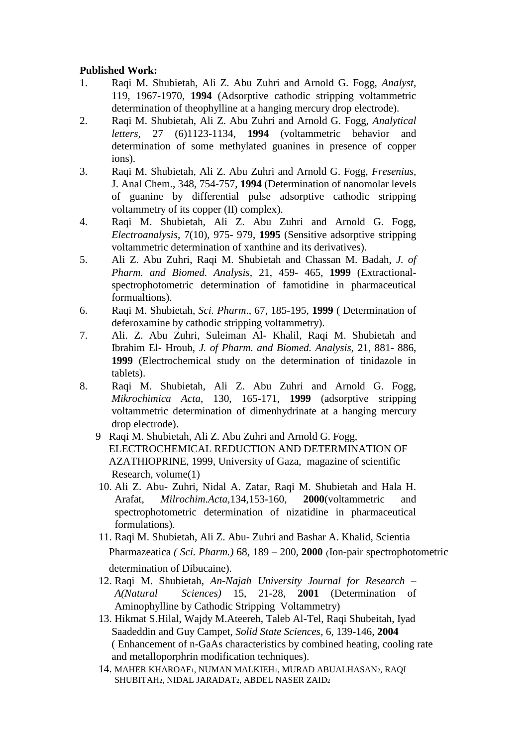**Published Work:**

1. Raqi M. Shubietah, Ali Z. Abu Zuhri and Arnold G. Fogg, *Analyst,* 119, 1967-1970, **1994** (Adsorptive cathodic stripping voltammetric determination of theophylline at a hanging mercury drop electrode).
2. Raqi M. Shubietah, Ali Z. Abu Zuhri and Arnold G. Fogg, *Analytical letters*, 27 (6)1123-1134, **1994** (voltammetric behavior and determination of some methylated guanines in presence of copper ions).
3. Raqi M. Shubietah, Ali Z. Abu Zuhri and Arnold G. Fogg, *Fresenius*, J. Anal Chem., 348, 754-757, **1994** (Determination of nanomolar levels of guanine by differential pulse adsorptive cathodic stripping voltammetry of its copper (II) complex).
4. Raqi M. Shubietah, Ali Z. Abu Zuhri and Arnold G. Fogg, *Electroanalysis,* 7(10), 975- 979, **1995** (Sensitive adsorptive stripping voltammetric determination of xanthine and its derivatives).
5. Ali Z. Abu Zuhri, Raqi M. Shubietah and Chassan M. Badah, *J. of Pharm. and Biomed. Analysis*, 21, 459- 465, **1999** (Extractional-spectrophotometric determination of famotidine in pharmaceutical formualtions).
6. Raqi M. Shubietah, *Sci. Pharm*., 67, 185-195, **1999** ( Determination of deferoxamine by cathodic stripping voltammetry).
7. Ali. Z. Abu Zuhri, Suleiman Al- Khalil, Raqi M. Shubietah and Ibrahim El- Hroub, *J. of Pharm. and Biomed. Analysis,* 21, 881- 886, **1999** (Electrochemical study on the determination of tinidazole in tablets).
8. Raqi M. Shubietah, Ali Z. Abu Zuhri and Arnold G. Fogg, *Mikrochimica Acta*, 130, 165-171, **1999** (adsorptive stripping voltammetric determination of dimenhydrinate at a hanging mercury drop electrode).
9. Raqi M. Shubietah, Ali Z. Abu Zuhri and Arnold G. Fogg, ELECTROCHEMICAL REDUCTION AND DETERMINATION OF AZATHIOPRINE, 1999, University of Gaza, magazine of scientific Research, volume(1)
10. Ali Z. Abu- Zuhri, Nidal A. Zatar, Raqi M. Shubietah and Hala H. Arafat, *Milrochim.Acta*,134,153-160, **2000**(voltammetric and spectrophotometric determination of nizatidine in pharmaceutical formulations).
11. Raqi M. Shubietah, Ali Z. Abu- Zuhri and Bashar A. Khalid, Scientia Pharmazeatica *( Sci. Pharm.)* 68, 189 – 200, **2000** (Ion-pair spectrophotometric determination of Dibucaine).
12. Raqi M. Shubietah, *An-Najah University Journal for Research – A(Natural Sciences)* 15, 21-28, **2001** (Determination of Aminophylline by Cathodic Stripping Voltammetry)
13. Hikmat S.Hilal, Wajdy M.Ateereh, Taleb Al-Tel, Raqi Shubeitah, Iyad Saadeddin and Guy Campet, *Solid State Sciences*, 6, 139-146, **2004** ( Enhancement of n-GaAs characteristics by combined heating, cooling rate and metalloporphrin modification techniques).
14. MAHER KHAROAF[1], NUMAN MALKIEH[1], MURAD ABUALHASAN[2], RAQI SHUBITAH[2], NIDAL JARADAT[2], ABDEL NASER ZAID[2]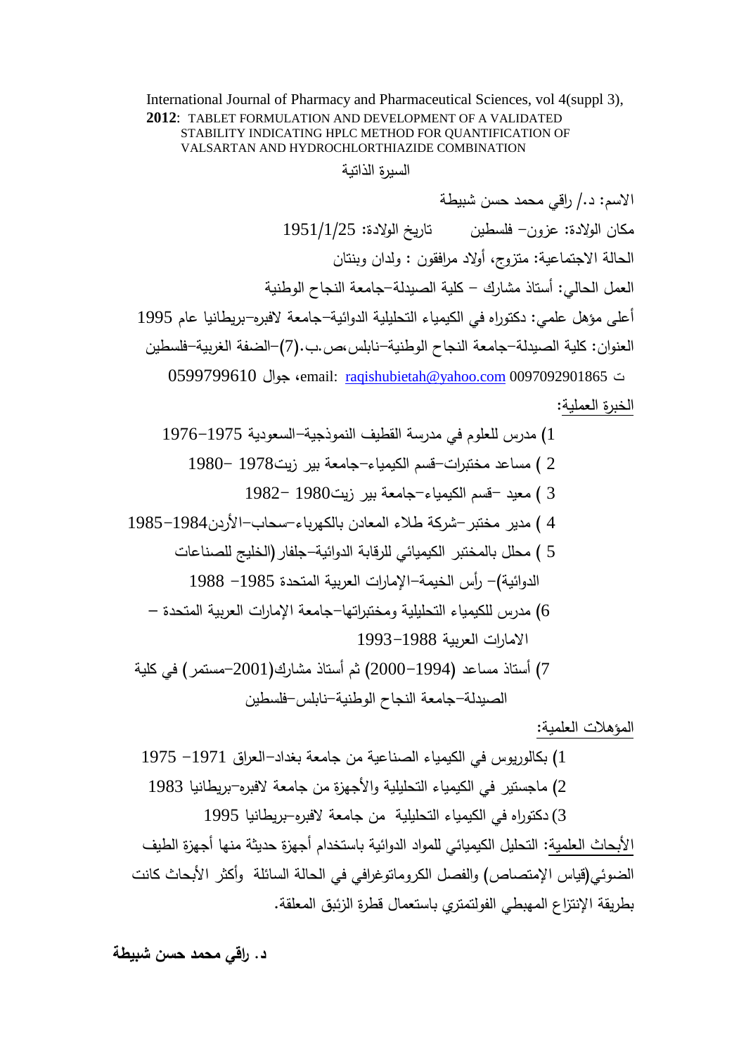International Journal of Pharmacy and Pharmaceutical Sciences, vol 4(suppl 3), **2012**: TABLET FORMULATION AND DEVELOPMENT OF A VALIDATED STABILITY INDICATING HPLC METHOD FOR QUANTIFICATION OF VALSARTAN AND HYDROCHLORTHIAZIDE COMBINATION

## السيرة الذاتية

الاسم: د./ راقي محمد حسن شبيطة

مكان الولادة: عزون– فلسطين         تاريخ الولادة: 1951/1/25

الحالة الاجتماعية: متزوج، أولاد مرافقون : ولدان وبنتان

العمل الحالي: أستاذ مشارك – كلية الصيدلة–جامعة النجاح الوطنية

أعلى مؤهل علمي: دكتوراه في الكيمياء التحليلية الدوائية–جامعة لافبره–بريطانيا عام 1995

العنوان: كلية الصيدلة–جامعة النجاح الوطنية–نابلس،ص.ب.(7)–الضفة الغربية–فلسطين

ت 0097092901865 email: raqishubietah@yahoo.com، جوال 0599799610

الخبرة العملية:

1) مدرس للعلوم في مدرسة القطيف النموذجية–السعودية 1975–1976
2 ) مساعد مختبرات–قسم الكيمياء–جامعة بير زيت1978 –1980
3 ) معيد –قسم الكيمياء–جامعة بير زيت1980 –1982
4 ) مدير مختبر–شركة طلاء المعادن بالكهرباء–سحاب–الأردن1984–1985
5 ) محلل بالمختبر الكيميائي للرقابة الدوائية–جلفار(الخليج للصناعات الدوائية)– رأس الخيمة–الإمارات العربية المتحدة 1985– 1988
6) مدرس للكيمياء التحليلية ومختبراتها–جامعة الإمارات العربية المتحدة – الامارات العربية 1988–1993
7) أستاذ مساعد (1994–2000) ثم أستاذ مشارك(2001–مستمر) في كلية الصيدلة–جامعة النجاح الوطنية–نابلس–فلسطين

المؤهلات العلمية:

1) بكالوريوس في الكيمياء الصناعية من جامعة بغداد–العراق 1971– 1975
2) ماجستير في الكيمياء التحليلية والأجهزة من جامعة لافبره–بريطانيا 1983
3) دكتوراه في الكيمياء التحليلية من جامعة لافبره–بريطانيا 1995

الأبحاث العلمية: التحليل الكيميائي للمواد الدوائية باستخدام أجهزة حديثة منها أجهزة الطيف الضوئي(قياس الإمتصاص) والفصل الكروماتوغرافي في الحالة السائلة وأكثر الأبحاث كانت بطريقة الإنتزاع المهبطي الفولتمتري باستعمال قطرة الزئبق المعلقة.

**د. راقي محمد حسن شبيطة**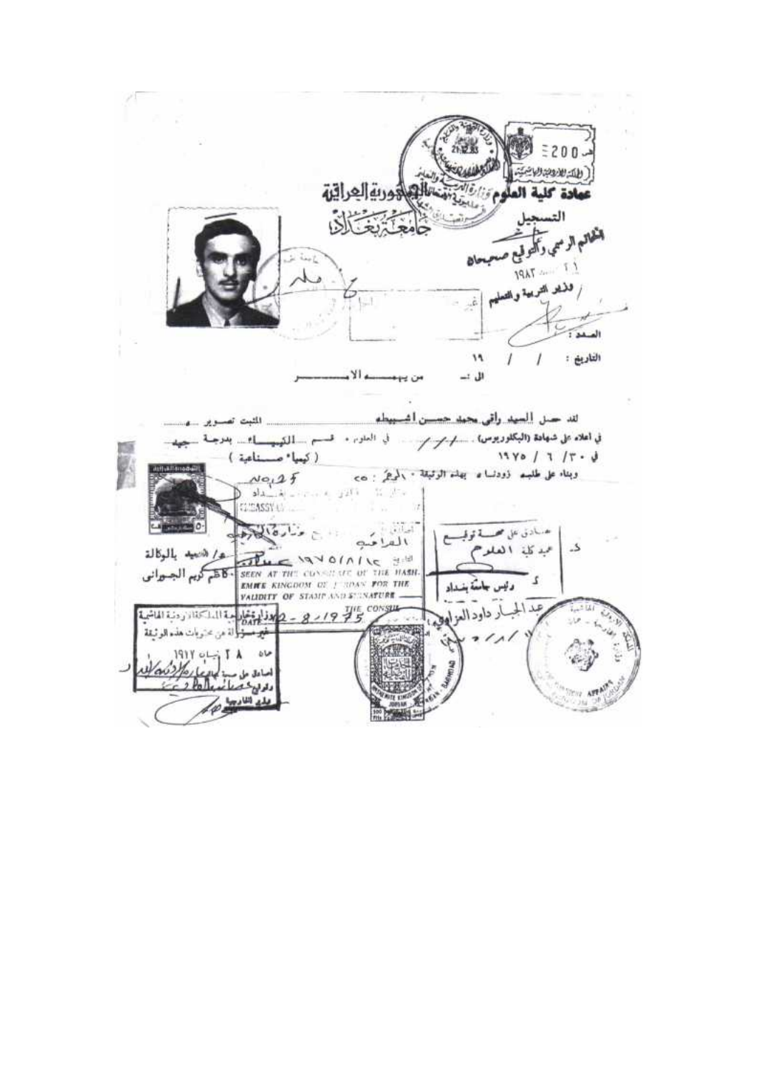الجمهورية العراقية

جامعة بغداد

عمادة كلية العلوم

التسجيل

الطابع الرسمي والتوقيع صحيحان

١٩٨٢

وزارة التربية والتعليم

الصدد :

التاريخ : / / ١٩

الى :- من يهمه الامر

لقد حصل السيد راقي محمد حسن اشبيطه ........ المثبت تصويره ........

في اعلاه على شهادة (البكلوريوس) ........ في العلوم ، قسم الكيمياء بدرجة جيد

في ٣٠ / ٦ / ١٩٧٥ ( كيمياء صناعية )

وبناء على طلبه زودناه بهذه الوثيقة ، المرفق : ٥

No. 25

EMBASSY

وزارة الخارجية العراقية

التاريخ ١٩٧٥/٨/١٢

SEEN AT THE CONSULATE OF THE HASHEMITE KINGDOM OF JORDAN FOR THE VALIDITY OF STAMP AND SIGNATURE

DATE 2 - 8 - 1975

THE CONSUL

نصادق على صحة توقيع

عميد كلية العلوم

د.

رئيس جامعة بغداد

عبد الجبار داود العزاوي

ع/ العميد بالوكالة

كاظم كريم الجبوري

وزارة خارجية المملكة الاردنية الهاشمية

غير مسؤولة عن محتويات هذه الوثيقة

٢٨ نيسان ١٩٨٢

اصادق على صحة

وتوقيع

دائرة التصديق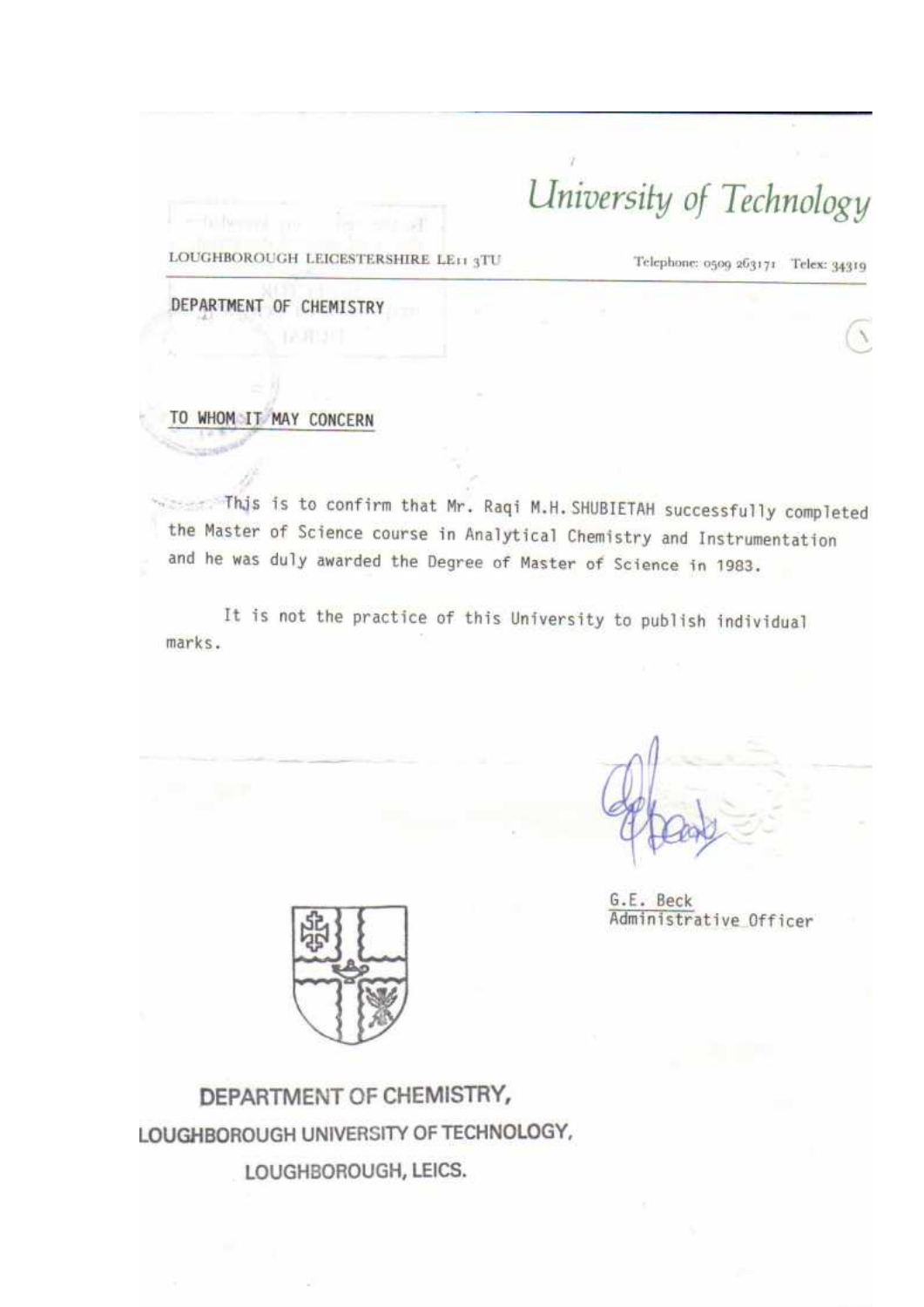*University of Technology*

LOUGHBOROUGH LEICESTERSHIRE LE11 3TU

Telephone: 0509 263171 Telex: 34319

DEPARTMENT OF CHEMISTRY

TO WHOM IT MAY CONCERN

This is to confirm that Mr. Raqi M.H. SHUBIETAH successfully completed the Master of Science course in Analytical Chemistry and Instrumentation and he was duly awarded the Degree of Master of Science in 1983.

It is not the practice of this University to publish individual marks.

G.E. Beck
Administrative Officer

DEPARTMENT OF CHEMISTRY,
LOUGHBOROUGH UNIVERSITY OF TECHNOLOGY,
LOUGHBOROUGH, LEICS.